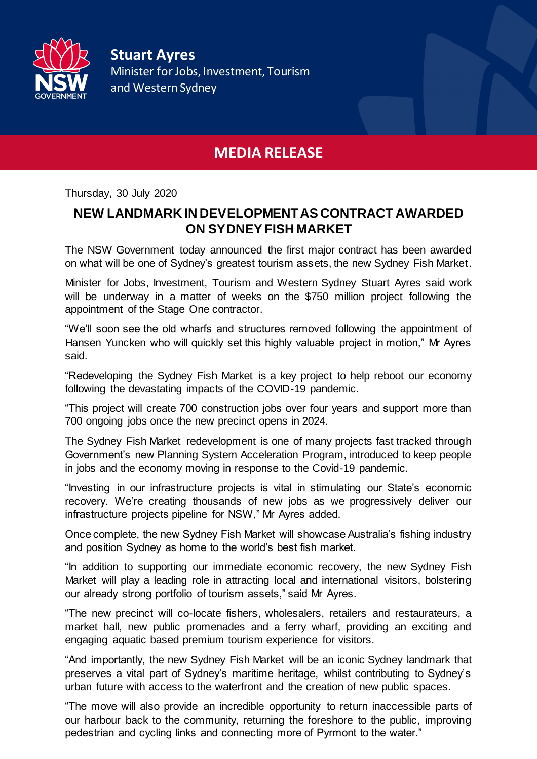**Stuart Ayres**
Minister for Jobs, Investment, Tourism and Western Sydney

## MEDIA RELEASE

Thursday, 30 July 2020

# NEW LANDMARK IN DEVELOPMENT AS CONTRACT AWARDED ON SYDNEY FISH MARKET

The NSW Government today announced the first major contract has been awarded on what will be one of Sydney's greatest tourism assets, the new Sydney Fish Market.

Minister for Jobs, Investment, Tourism and Western Sydney Stuart Ayres said work will be underway in a matter of weeks on the $750 million project following the appointment of the Stage One contractor.

"We'll soon see the old wharfs and structures removed following the appointment of Hansen Yuncken who will quickly set this highly valuable project in motion," Mr Ayres said.

"Redeveloping the Sydney Fish Market is a key project to help reboot our economy following the devastating impacts of the COVID-19 pandemic.

"This project will create 700 construction jobs over four years and support more than 700 ongoing jobs once the new precinct opens in 2024.

The Sydney Fish Market redevelopment is one of many projects fast tracked through Government's new Planning System Acceleration Program, introduced to keep people in jobs and the economy moving in response to the Covid-19 pandemic.

"Investing in our infrastructure projects is vital in stimulating our State's economic recovery. We're creating thousands of new jobs as we progressively deliver our infrastructure projects pipeline for NSW," Mr Ayres added.

Once complete, the new Sydney Fish Market will showcase Australia's fishing industry and position Sydney as home to the world's best fish market.

"In addition to supporting our immediate economic recovery, the new Sydney Fish Market will play a leading role in attracting local and international visitors, bolstering our already strong portfolio of tourism assets," said Mr Ayres.

"The new precinct will co-locate fishers, wholesalers, retailers and restaurateurs, a market hall, new public promenades and a ferry wharf, providing an exciting and engaging aquatic based premium tourism experience for visitors.

"And importantly, the new Sydney Fish Market will be an iconic Sydney landmark that preserves a vital part of Sydney's maritime heritage, whilst contributing to Sydney's urban future with access to the waterfront and the creation of new public spaces.

"The move will also provide an incredible opportunity to return inaccessible parts of our harbour back to the community, returning the foreshore to the public, improving pedestrian and cycling links and connecting more of Pyrmont to the water."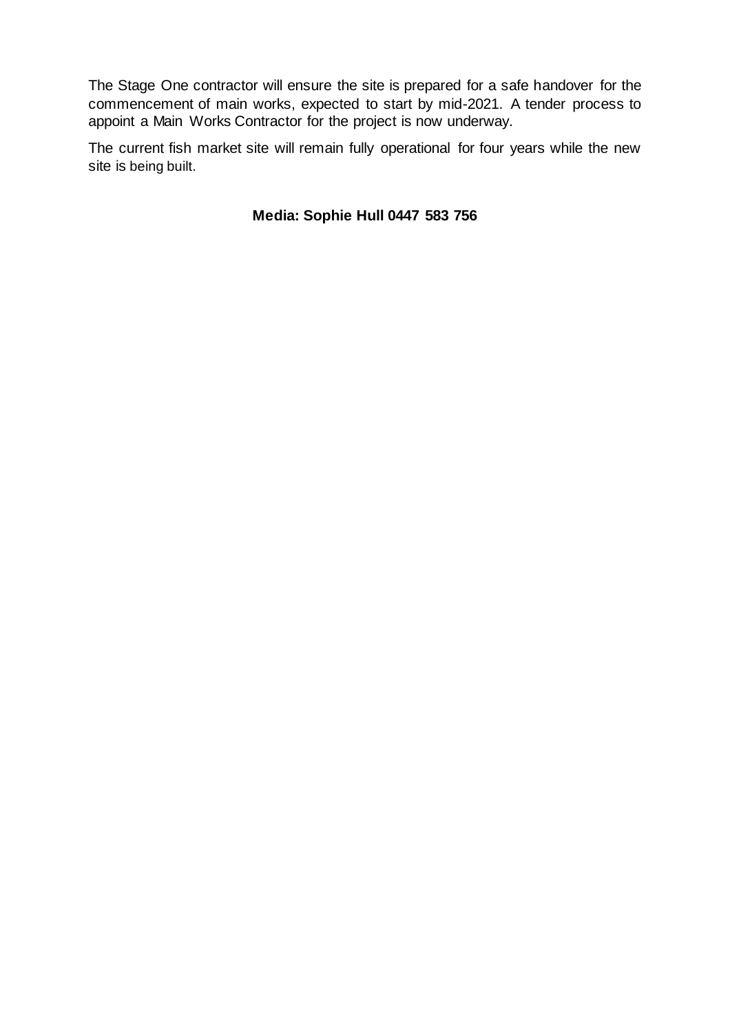The Stage One contractor will ensure the site is prepared for a safe handover for the commencement of main works, expected to start by mid-2021. A tender process to appoint a Main Works Contractor for the project is now underway.

The current fish market site will remain fully operational for four years while the new site is being built.

**Media: Sophie Hull 0447 583 756**